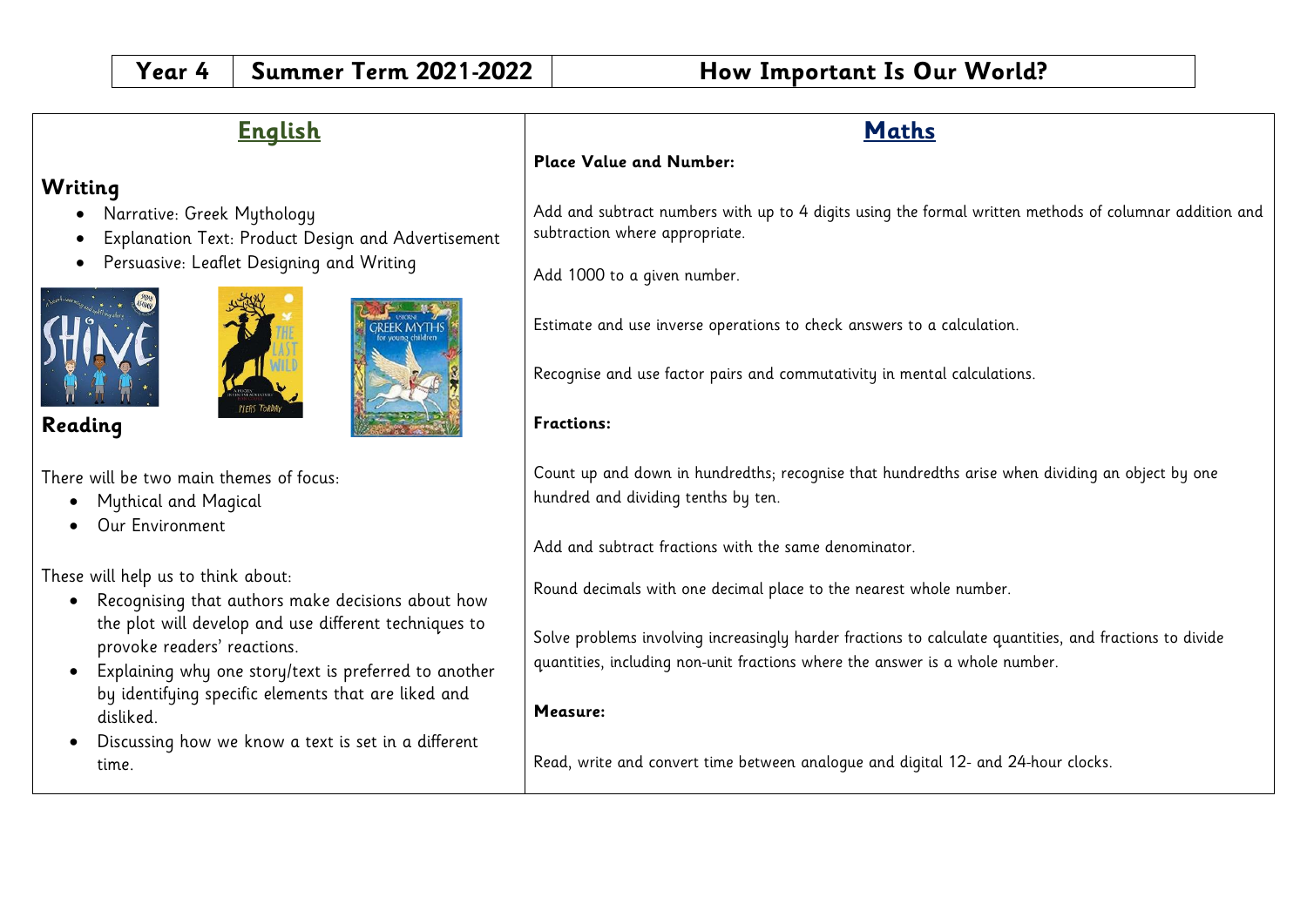| Year 4 | Summer Term 2021-2022 | How Important Is Our World? |
| --- | --- | --- |

## English

### Writing

- Narrative: Greek Mythology
- Explanation Text: Product Design and Advertisement
- Persuasive: Leaflet Designing and Writing

### Reading

There will be two main themes of focus:

- Mythical and Magical
- Our Environment

These will help us to think about:

- Recognising that authors make decisions about how the plot will develop and use different techniques to provoke readers' reactions.
- Explaining why one story/text is preferred to another by identifying specific elements that are liked and disliked.
- Discussing how we know a text is set in a different time.

## Maths

**Place Value and Number:**

Add and subtract numbers with up to 4 digits using the formal written methods of columnar addition and subtraction where appropriate.

Add 1000 to a given number.

Estimate and use inverse operations to check answers to a calculation.

Recognise and use factor pairs and commutativity in mental calculations.

**Fractions:**

Count up and down in hundredths; recognise that hundredths arise when dividing an object by one hundred and dividing tenths by ten.

Add and subtract fractions with the same denominator.

Round decimals with one decimal place to the nearest whole number.

Solve problems involving increasingly harder fractions to calculate quantities, and fractions to divide quantities, including non-unit fractions where the answer is a whole number.

**Measure:**

Read, write and convert time between analogue and digital 12- and 24-hour clocks.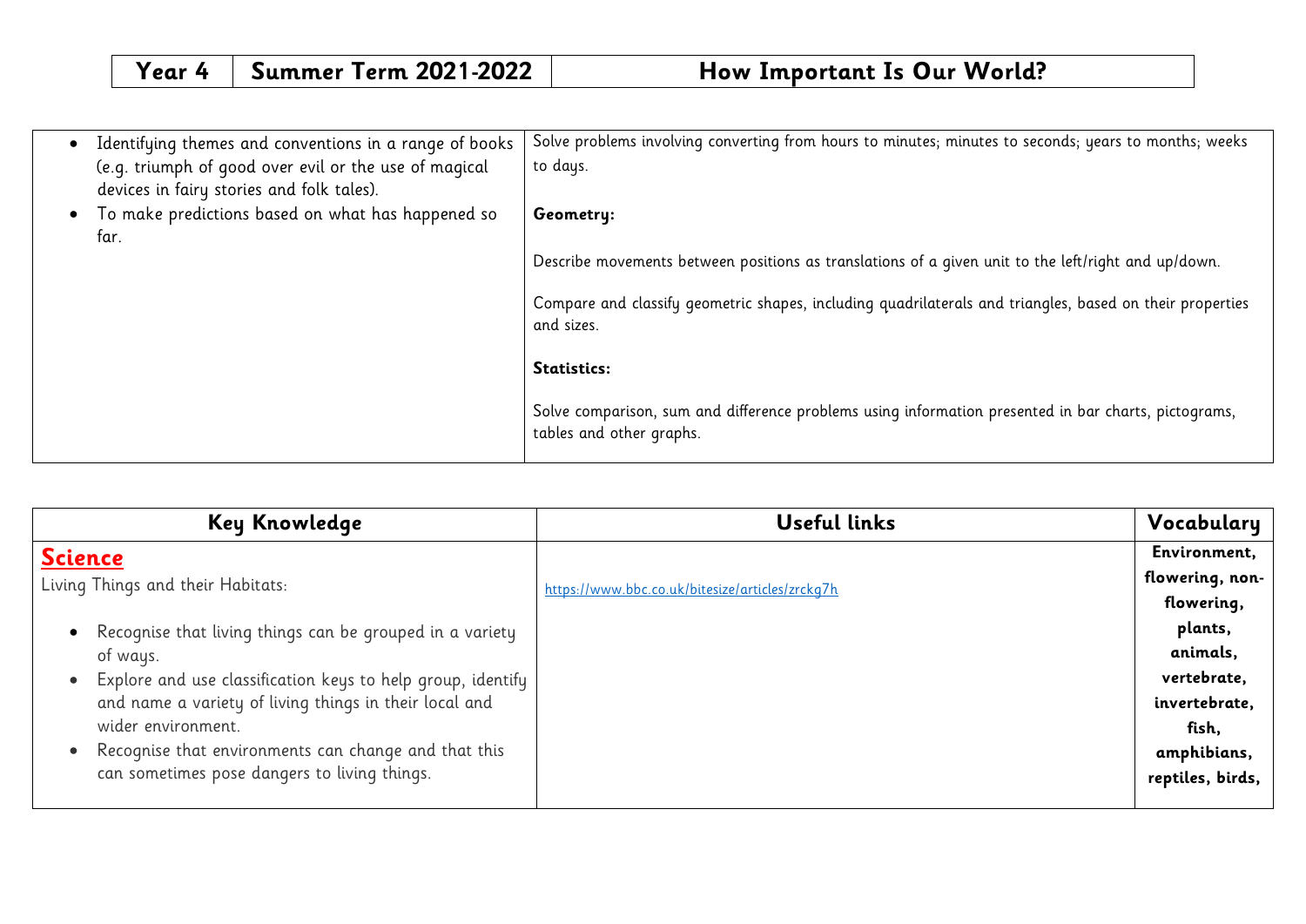| Year 4 | Summer Term 2021-2022 | How Important Is Our World? |
|---|---|---|

| | |
|---|---|
| • Identifying themes and conventions in a range of books (e.g. triumph of good over evil or the use of magical devices in fairy stories and folk tales).<br>• To make predictions based on what has happened so far. | Solve problems involving converting from hours to minutes; minutes to seconds; years to months; weeks to days.<br><br>**Geometry:**<br><br>Describe movements between positions as translations of a given unit to the left/right and up/down.<br><br>Compare and classify geometric shapes, including quadrilaterals and triangles, based on their properties and sizes.<br><br>**Statistics:**<br><br>Solve comparison, sum and difference problems using information presented in bar charts, pictograms, tables and other graphs. |

| Key Knowledge | Useful links | Vocabulary |
|---|---|---|
| **Science**<br>Living Things and their Habitats:<br>• Recognise that living things can be grouped in a variety of ways.<br>• Explore and use classification keys to help group, identify and name a variety of living things in their local and wider environment.<br>• Recognise that environments can change and that this can sometimes pose dangers to living things. | https://www.bbc.co.uk/bitesize/articles/zrckg7h | **Environment, flowering, non-flowering, plants, animals, vertebrate, invertebrate, fish, amphibians, reptiles, birds,** |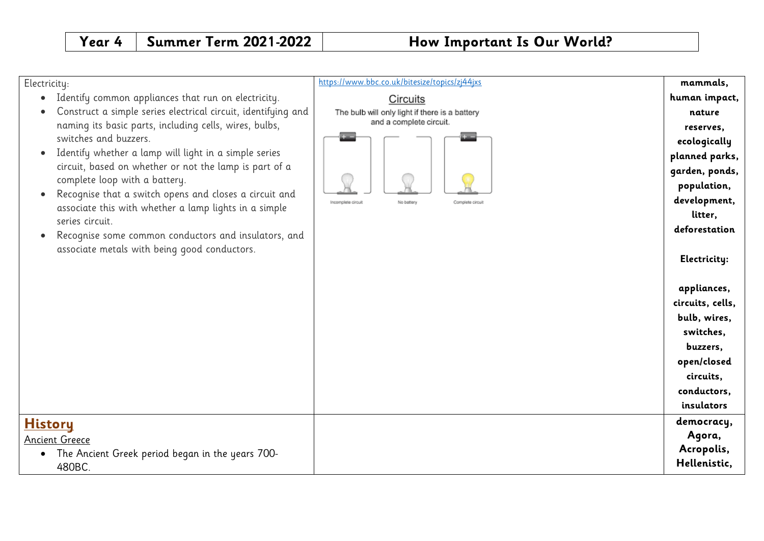| Year 4 | Summer Term 2021-2022 | How Important Is Our World? |
|---|---|---|

| | | |
|---|---|---|
| Electricity:<br>• Identify common appliances that run on electricity.<br>• Construct a simple series electrical circuit, identifying and naming its basic parts, including cells, wires, bulbs, switches and buzzers.<br>• Identify whether a lamp will light in a simple series circuit, based on whether or not the lamp is part of a complete loop with a battery.<br>• Recognise that a switch opens and closes a circuit and associate this with whether a lamp lights in a simple series circuit.<br>• Recognise some common conductors and insulators, and associate metals with being good conductors. | https://www.bbc.co.uk/bitesize/topics/zj44jxs<br>Circuits<br>The bulb will only light if there is a battery and a complete circuit.<br>Incomplete circuit / No battery / Complete circuit | **mammals, human impact, nature reserves, ecologically planned parks, garden, ponds, population, development, litter, deforestation**<br><br>**Electricity:**<br><br>**appliances, circuits, cells, bulb, wires, switches, buzzers, open/closed circuits, conductors, insulators** |
| **History**<br>Ancient Greece<br>• The Ancient Greek period began in the years 700-480BC. | | **democracy, Agora, Acropolis, Hellenistic,** |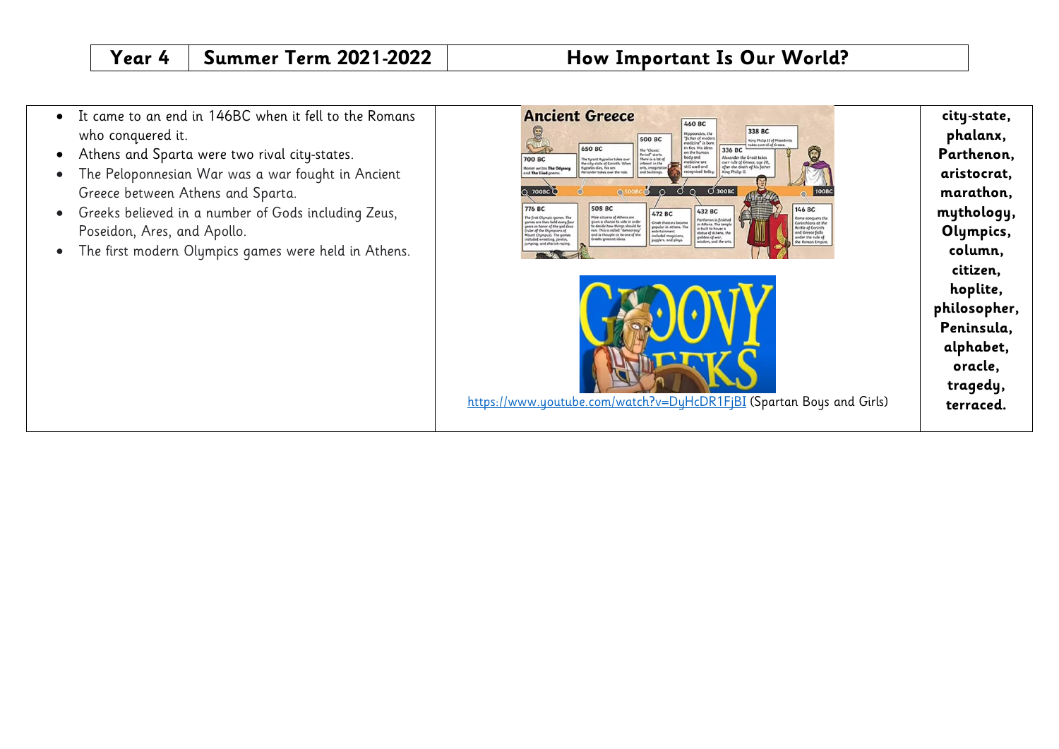| Year 4 | Summer Term 2021-2022 | How Important Is Our World? |
| --- | --- | --- |

| | | |
| --- | --- | --- |
| • It came to an end in 146BC when it fell to the Romans who conquered it.<br>• Athens and Sparta were two rival city-states.<br>• The Peloponnesian War was a war fought in Ancient Greece between Athens and Sparta.<br>• Greeks believed in a number of Gods including Zeus, Poseidon, Ares, and Apollo.<br>• The first modern Olympics games were held in Athens. | https://www.youtube.com/watch?v=DyHcDR1FjBI (Spartan Boys and Girls) | **city-state, phalanx, Parthenon, aristocrat, marathon, mythology, Olympics, column, citizen, hoplite, philosopher, Peninsula, alphabet, oracle, tragedy, terraced.** |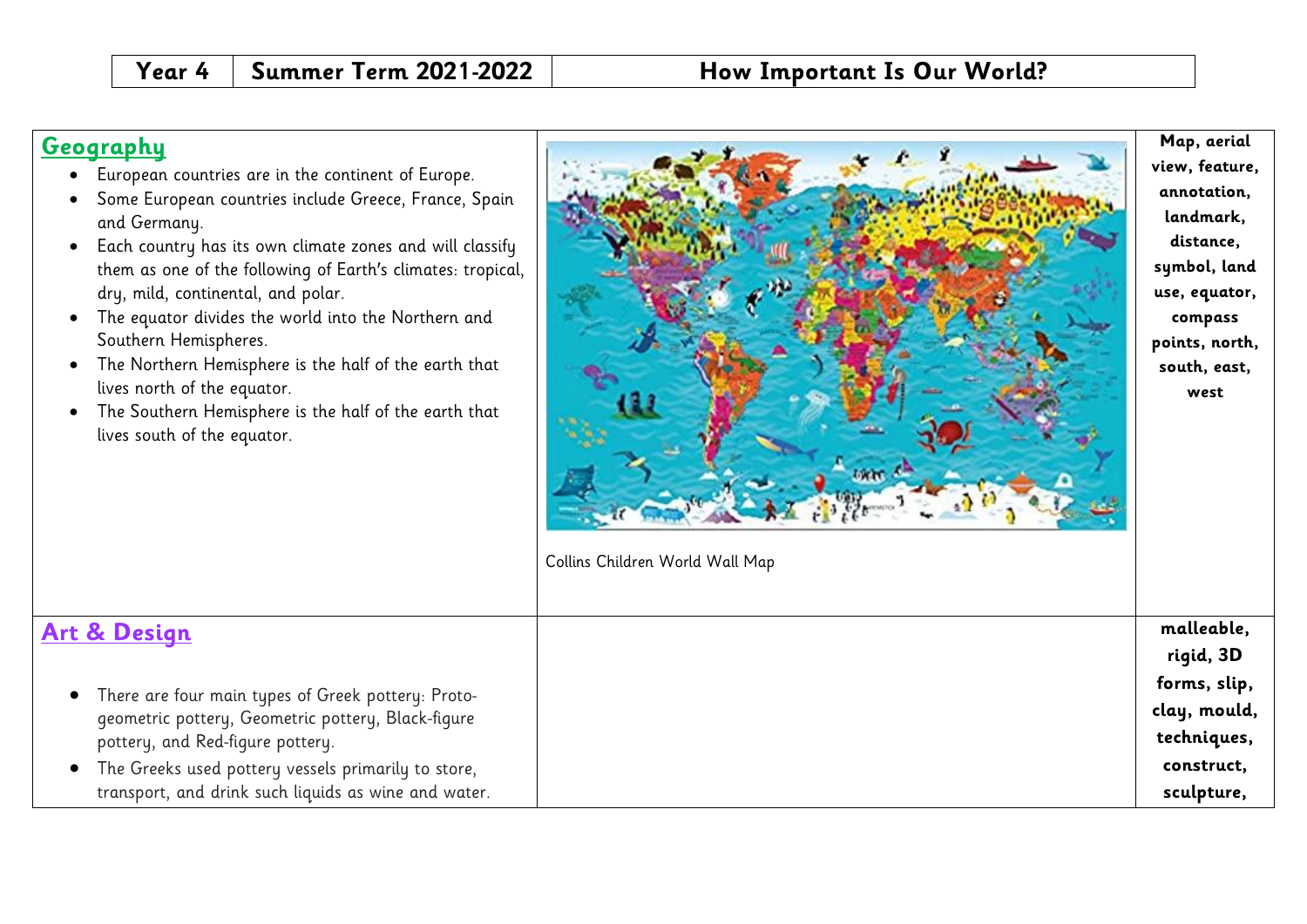| Year 4 | Summer Term 2021-2022 | How Important Is Our World? |
| --- | --- | --- |

| | | |
| --- | --- | --- |
| **Geography**<br>• European countries are in the continent of Europe.<br>• Some European countries include Greece, France, Spain and Germany.<br>• Each country has its own climate zones and will classify them as one of the following of Earth's climates: tropical, dry, mild, continental, and polar.<br>• The equator divides the world into the Northern and Southern Hemispheres.<br>• The Northern Hemisphere is the half of the earth that lives north of the equator.<br>• The Southern Hemisphere is the half of the earth that lives south of the equator. | Collins Children World Wall Map | **Map, aerial view, feature, annotation, landmark, distance, symbol, land use, equator, compass points, north, south, east, west** |
| **Art & Design**<br>• There are four main types of Greek pottery: Proto-geometric pottery, Geometric pottery, Black-figure pottery, and Red-figure pottery.<br>• The Greeks used pottery vessels primarily to store, transport, and drink such liquids as wine and water. | | **malleable, rigid, 3D forms, slip, clay, mould, techniques, construct, sculpture,** |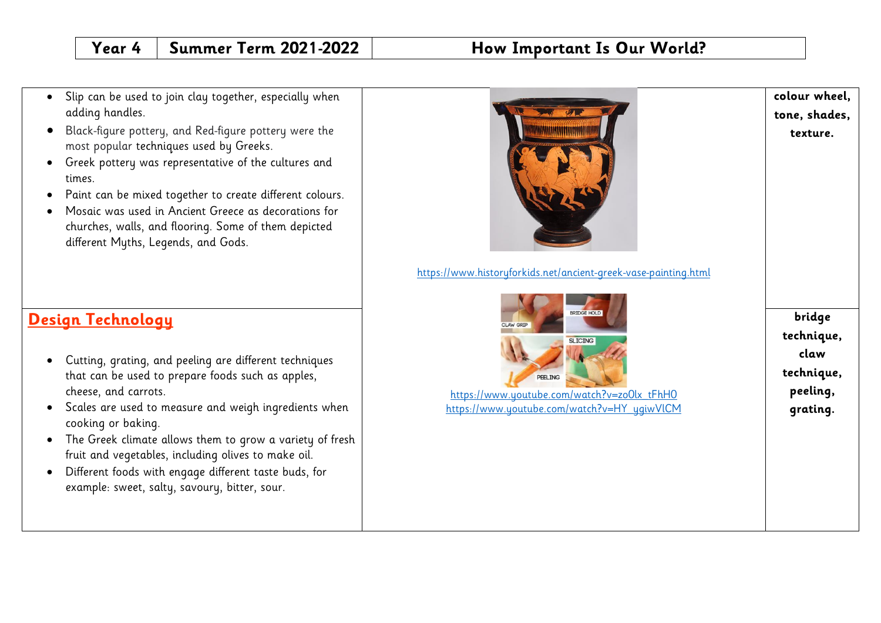| Year 4 | Summer Term 2021-2022 | How Important Is Our World? |
|---|---|---|

| | | |
|---|---|---|
| • Slip can be used to join clay together, especially when adding handles.<br>• Black-figure pottery, and Red-figure pottery were the most popular techniques used by Greeks.<br>• Greek pottery was representative of the cultures and times.<br>• Paint can be mixed together to create different colours.<br>• Mosaic was used in Ancient Greece as decorations for churches, walls, and flooring. Some of them depicted different Myths, Legends, and Gods. | https://www.historyforkids.net/ancient-greek-vase-painting.html | **colour wheel, tone, shades, texture.** |
| **Design Technology**<br><br>• Cutting, grating, and peeling are different techniques that can be used to prepare foods such as apples, cheese, and carrots.<br>• Scales are used to measure and weigh ingredients when cooking or baking.<br>• The Greek climate allows them to grow a variety of fresh fruit and vegetables, including olives to make oil.<br>• Different foods with engage different taste buds, for example: sweet, salty, savoury, bitter, sour. | CLAW GRIP<br>BRIDGE HOLD<br>PEELING<br>SLICING<br>https://www.youtube.com/watch?v=zo0lx_tFhH0<br>https://www.youtube.com/watch?v=HY_ygiwVlCM | **bridge technique, claw technique, peeling, grating.** |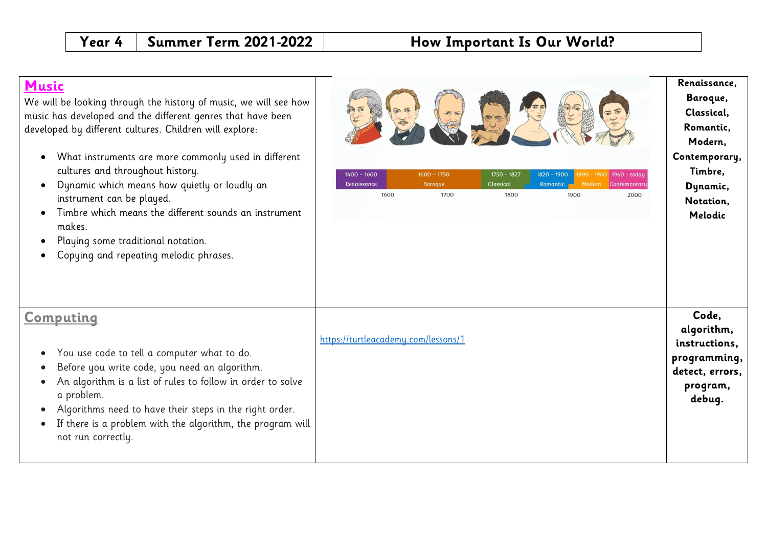| Year 4 | Summer Term 2021-2022 | How Important Is Our World? |
|---|---|---|

## Music

We will be looking through the history of music, we will see how music has developed and the different genres that have been developed by different cultures. Children will explore:

- What instruments are more commonly used in different cultures and throughout history.
- Dynamic which means how quietly or loudly an instrument can be played.
- Timbre which means the different sounds an instrument makes.
- Playing some traditional notation.
- Copying and repeating melodic phrases.

| 1400 – 1600 | 1600 – 1750 | 1750 - 1827 | 1820 - 1900 | 1890 - 1960 | 1960 - today |
|---|---|---|---|---|---|
| Renaissance | Baroque | Classical | Romantic | Modern | Contemporary |

1600 1700 1800 1900 2000

**Renaissance, Baroque, Classical, Romantic, Modern, Contemporary, Timbre, Dynamic, Notation, Melodic**

## Computing

- You use code to tell a computer what to do.
- Before you write code, you need an algorithm.
- An algorithm is a list of rules to follow in order to solve a problem.
- Algorithms need to have their steps in the right order.
- If there is a problem with the algorithm, the program will not run correctly.

https://turtleacademy.com/lessons/1

**Code, algorithm, instructions, programming, detect, errors, program, debug.**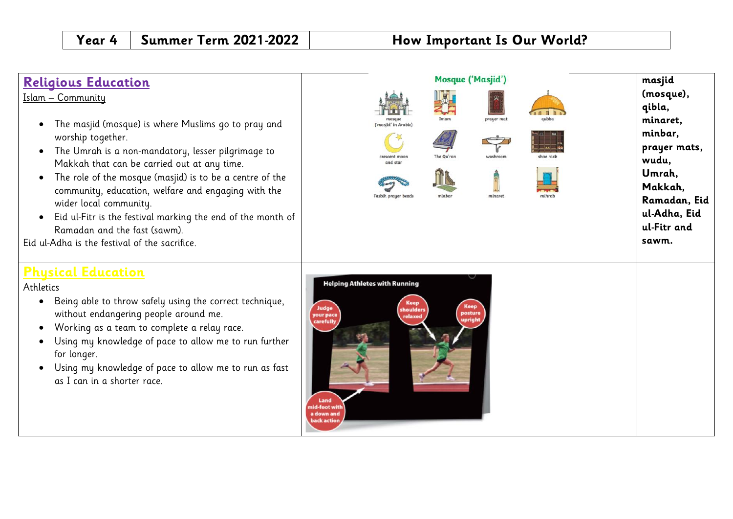| Year 4 | Summer Term 2021-2022 | How Important Is Our World? |
|---|---|---|

| | | |
|---|---|---|
| **Religious Education**<br>Islam – Community<br>• The masjid (mosque) is where Muslims go to pray and worship together.<br>• The Umrah is a non-mandatory, lesser pilgrimage to Makkah that can be carried out at any time.<br>• The role of the mosque (masjid) is to be a centre of the community, education, welfare and engaging with the wider local community.<br>• Eid ul-Fitr is the festival marking the end of the month of Ramadan and the fast (sawm).<br>Eid ul-Adha is the festival of the sacrifice. | Mosque ('Masjid')<br>mosque ('masjid' in Arabic), Imam, prayer mat, qubba, crescent moon and star, The Qu'ran, washroom, shoe rack, Tasbih prayer beads, minbar, minaret, mihrab | **masjid (mosque), qibla, minaret, minbar, prayer mats, wudu, Umrah, Makkah, Ramadan, Eid ul-Adha, Eid ul-Fitr and sawm.** |
| **Physical Education**<br>Athletics<br>• Being able to throw safely using the correct technique, without endangering people around me.<br>• Working as a team to complete a relay race.<br>• Using my knowledge of pace to allow me to run further for longer.<br>• Using my knowledge of pace to allow me to run as fast as I can in a shorter race. | Helping Athletes with Running<br>Judge your pace carefully<br>Keep shoulders relaxed<br>Keep posture upright<br>Land mid-foot with a down and back action | |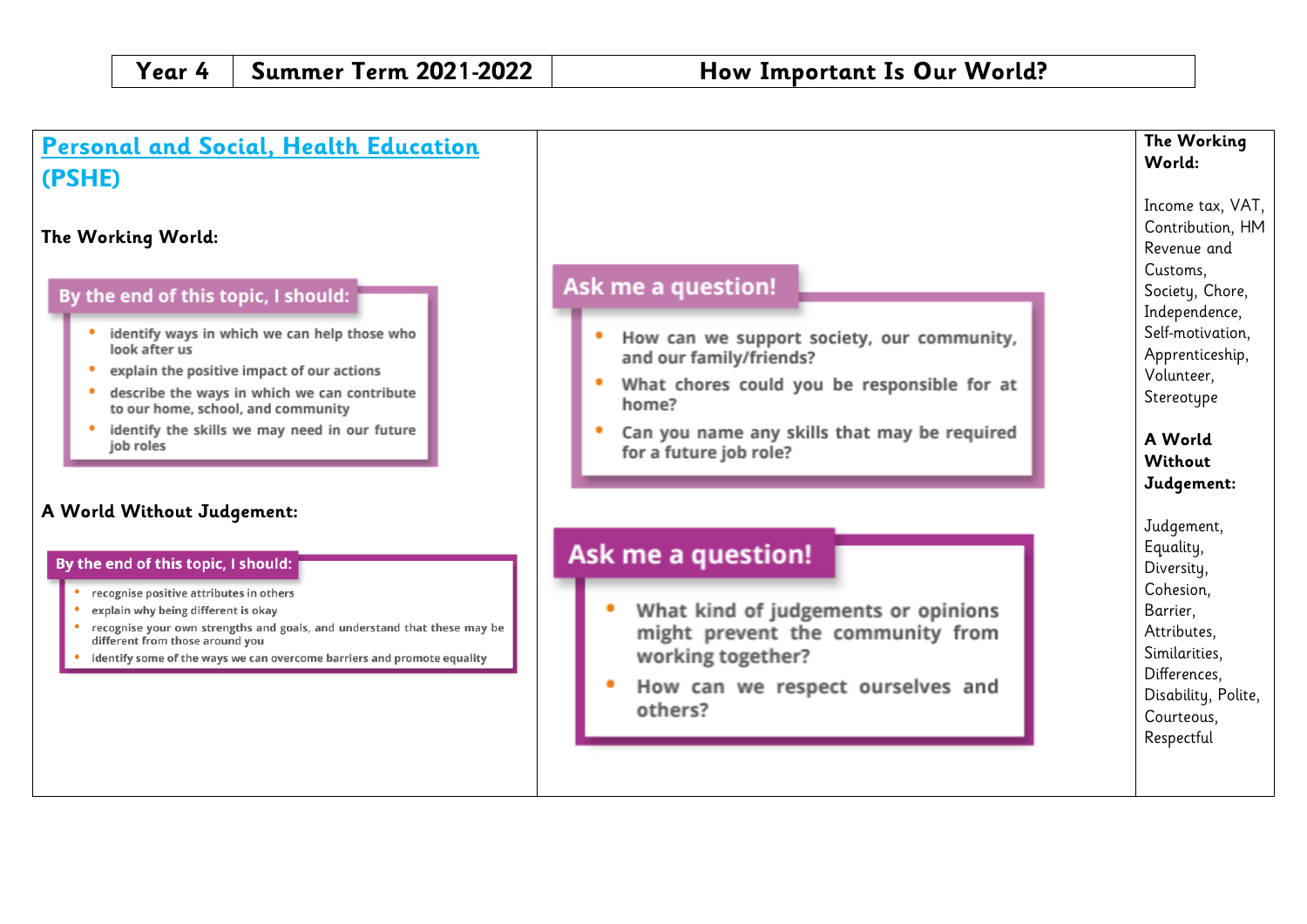| Year 4 | Summer Term 2021-2022 | How Important Is Our World? |
|---|---|---|

## Personal and Social, Health Education (PSHE)

### The Working World:

**By the end of this topic, I should:**

- identify ways in which we can help those who look after us
- explain the positive impact of our actions
- describe the ways in which we can contribute to our home, school, and community
- identify the skills we may need in our future job roles

**Ask me a question!**

- How can we support society, our community, and our family/friends?
- What chores could you be responsible for at home?
- Can you name any skills that may be required for a future job role?

### A World Without Judgement:

**By the end of this topic, I should:**

- recognise positive attributes in others
- explain why being different is okay
- recognise your own strengths and goals, and understand that these may be different from those around you
- identify some of the ways we can overcome barriers and promote equality

**Ask me a question!**

- What kind of judgements or opinions might prevent the community from working together?
- How can we respect ourselves and others?

**The Working World:**

Income tax, VAT, Contribution, HM Revenue and Customs, Society, Chore, Independence, Self-motivation, Apprenticeship, Volunteer, Stereotype

**A World Without Judgement:**

Judgement, Equality, Diversity, Cohesion, Barrier, Attributes, Similarities, Differences, Disability, Polite, Courteous, Respectful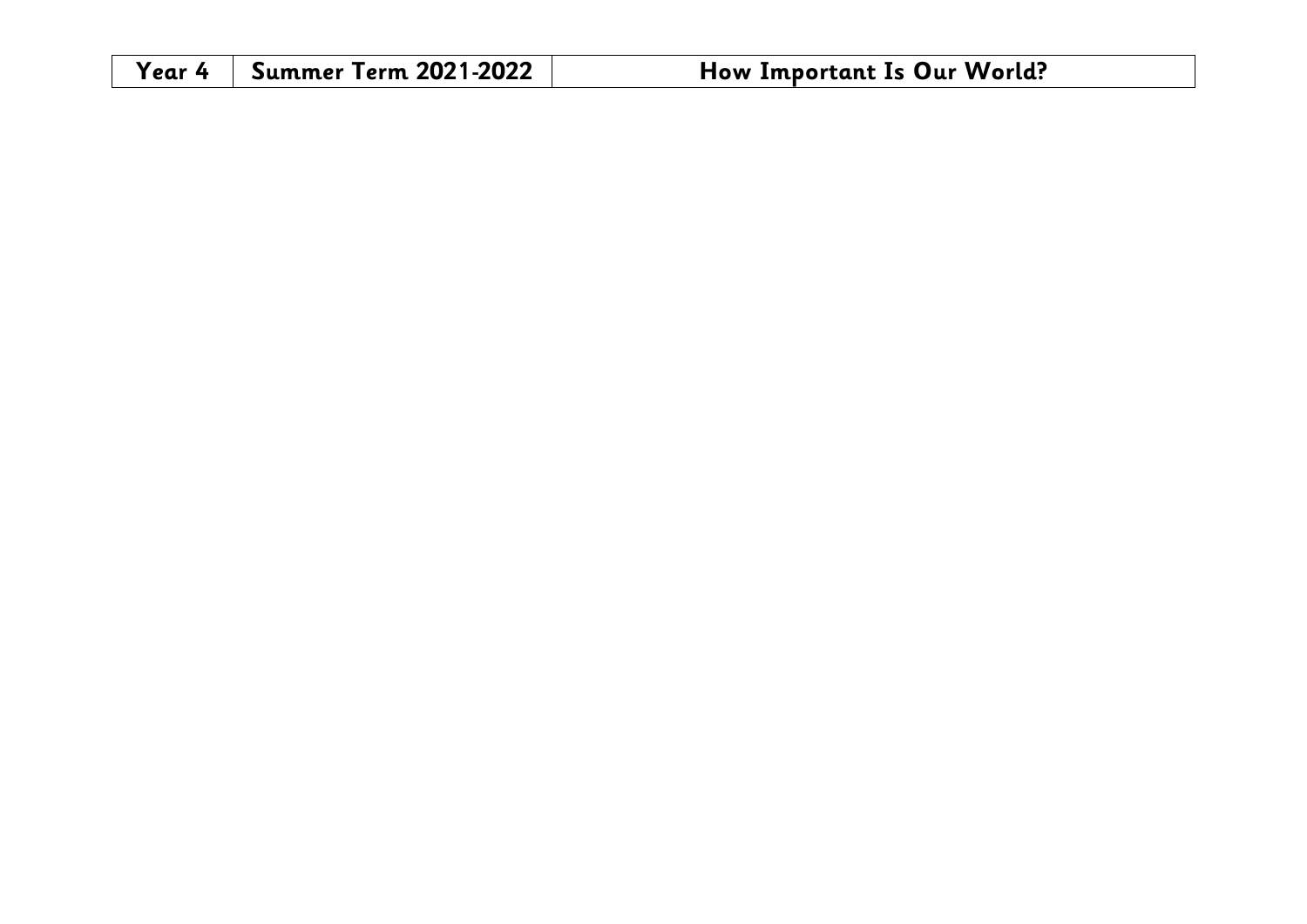| | | |
|---|---|---|
| **Year 4** | **Summer Term 2021-2022** | **How Important Is Our World?** |